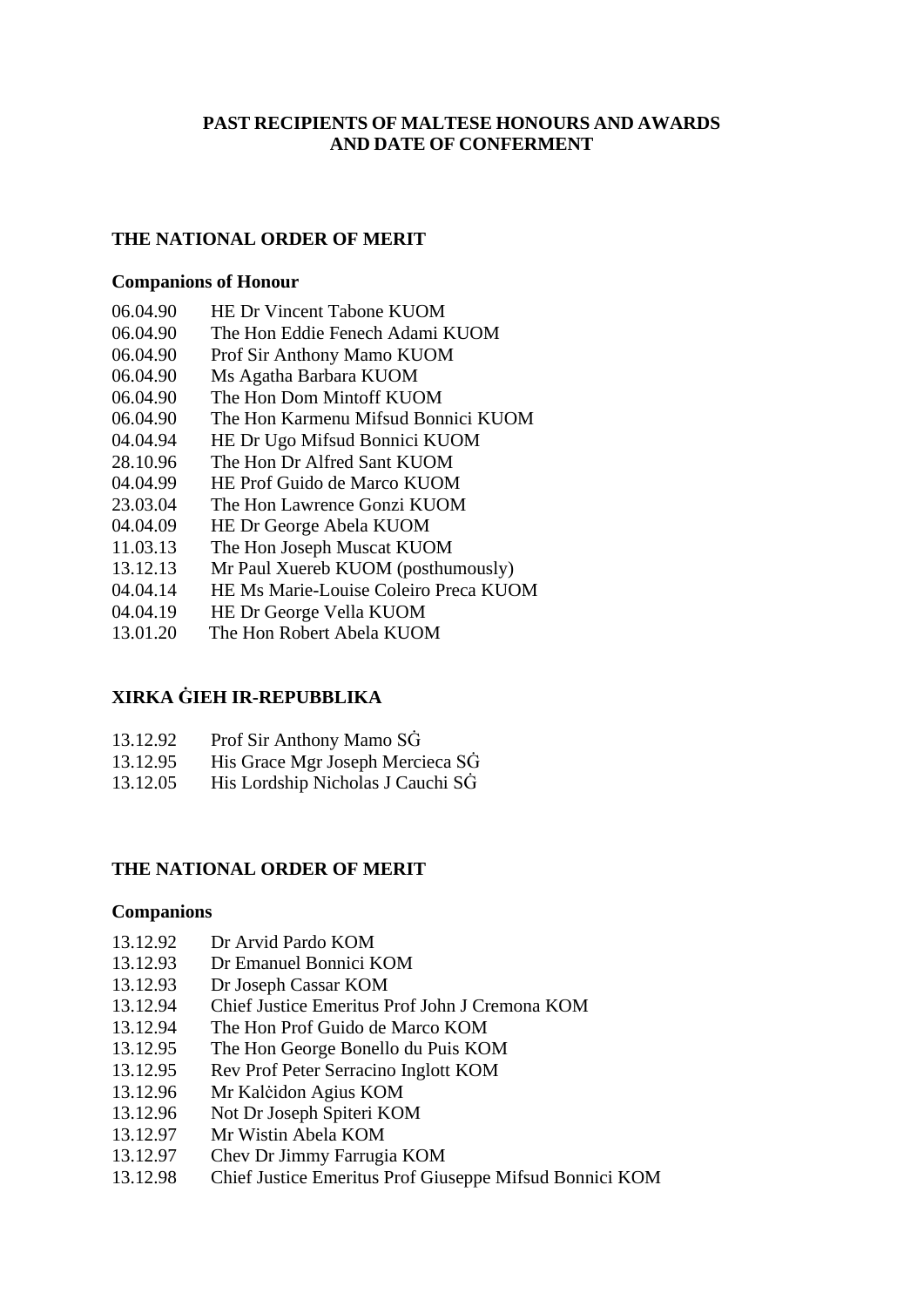# PAST RECIPIENTS OF MALTESE HONOURS AND AWARDS AND DATE OF CONFERMENT

## THE NATIONAL ORDER OF MERIT

### Companions of Honour

06.04.90 HE Dr Vincent Tabone KUOM
06.04.90 The Hon Eddie Fenech Adami KUOM
06.04.90 Prof Sir Anthony Mamo KUOM
06.04.90 Ms Agatha Barbara KUOM
06.04.90 The Hon Dom Mintoff KUOM
06.04.90 The Hon Karmenu Mifsud Bonnici KUOM
04.04.94 HE Dr Ugo Mifsud Bonnici KUOM
28.10.96 The Hon Dr Alfred Sant KUOM
04.04.99 HE Prof Guido de Marco KUOM
23.03.04 The Hon Lawrence Gonzi KUOM
04.04.09 HE Dr George Abela KUOM
11.03.13 The Hon Joseph Muscat KUOM
13.12.13 Mr Paul Xuereb KUOM (posthumously)
04.04.14 HE Ms Marie-Louise Coleiro Preca KUOM
04.04.19 HE Dr George Vella KUOM
13.01.20 The Hon Robert Abela KUOM

## XIRKA ĠIEH IR-REPUBBLIKA

13.12.92 Prof Sir Anthony Mamo SĠ
13.12.95 His Grace Mgr Joseph Mercieca SĠ
13.12.05 His Lordship Nicholas J Cauchi SĠ

## THE NATIONAL ORDER OF MERIT

### Companions

13.12.92 Dr Arvid Pardo KOM
13.12.93 Dr Emanuel Bonnici KOM
13.12.93 Dr Joseph Cassar KOM
13.12.94 Chief Justice Emeritus Prof John J Cremona KOM
13.12.94 The Hon Prof Guido de Marco KOM
13.12.95 The Hon George Bonello du Puis KOM
13.12.95 Rev Prof Peter Serracino Inglott KOM
13.12.96 Mr Kalċidon Agius KOM
13.12.96 Not Dr Joseph Spiteri KOM
13.12.97 Mr Wistin Abela KOM
13.12.97 Chev Dr Jimmy Farrugia KOM
13.12.98 Chief Justice Emeritus Prof Giuseppe Mifsud Bonnici KOM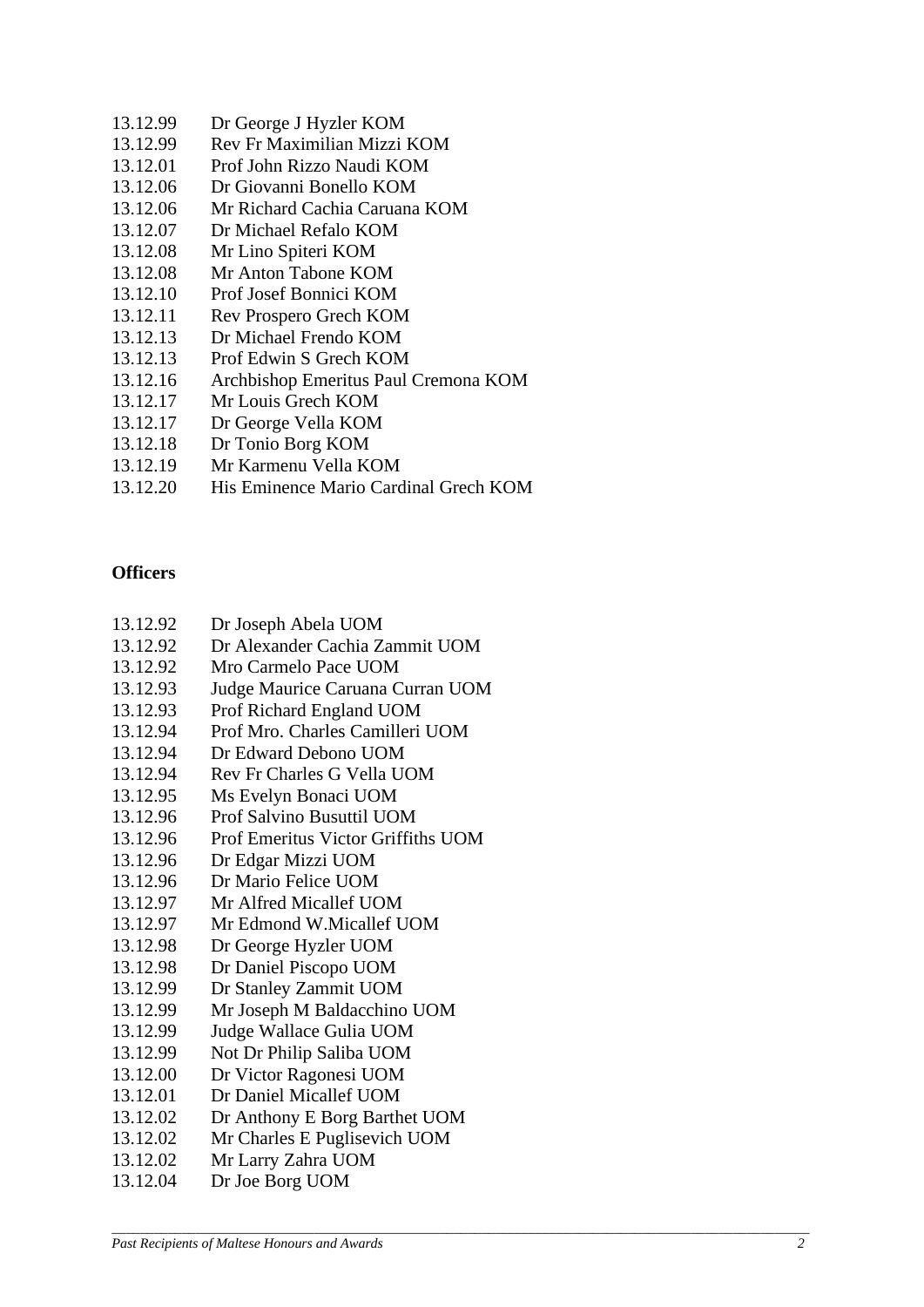13.12.99 Dr George J Hyzler KOM
13.12.99 Rev Fr Maximilian Mizzi KOM
13.12.01 Prof John Rizzo Naudi KOM
13.12.06 Dr Giovanni Bonello KOM
13.12.06 Mr Richard Cachia Caruana KOM
13.12.07 Dr Michael Refalo KOM
13.12.08 Mr Lino Spiteri KOM
13.12.08 Mr Anton Tabone KOM
13.12.10 Prof Josef Bonnici KOM
13.12.11 Rev Prospero Grech KOM
13.12.13 Dr Michael Frendo KOM
13.12.13 Prof Edwin S Grech KOM
13.12.16 Archbishop Emeritus Paul Cremona KOM
13.12.17 Mr Louis Grech KOM
13.12.17 Dr George Vella KOM
13.12.18 Dr Tonio Borg KOM
13.12.19 Mr Karmenu Vella KOM
13.12.20 His Eminence Mario Cardinal Grech KOM

**Officers**

13.12.92 Dr Joseph Abela UOM
13.12.92 Dr Alexander Cachia Zammit UOM
13.12.92 Mro Carmelo Pace UOM
13.12.93 Judge Maurice Caruana Curran UOM
13.12.93 Prof Richard England UOM
13.12.94 Prof Mro. Charles Camilleri UOM
13.12.94 Dr Edward Debono UOM
13.12.94 Rev Fr Charles G Vella UOM
13.12.95 Ms Evelyn Bonaci UOM
13.12.96 Prof Salvino Busuttil UOM
13.12.96 Prof Emeritus Victor Griffiths UOM
13.12.96 Dr Edgar Mizzi UOM
13.12.96 Dr Mario Felice UOM
13.12.97 Mr Alfred Micallef UOM
13.12.97 Mr Edmond W.Micallef UOM
13.12.98 Dr George Hyzler UOM
13.12.98 Dr Daniel Piscopo UOM
13.12.99 Dr Stanley Zammit UOM
13.12.99 Mr Joseph M Baldacchino UOM
13.12.99 Judge Wallace Gulia UOM
13.12.99 Not Dr Philip Saliba UOM
13.12.00 Dr Victor Ragonesi UOM
13.12.01 Dr Daniel Micallef UOM
13.12.02 Dr Anthony E Borg Barthet UOM
13.12.02 Mr Charles E Puglisevich UOM
13.12.02 Mr Larry Zahra UOM
13.12.04 Dr Joe Borg UOM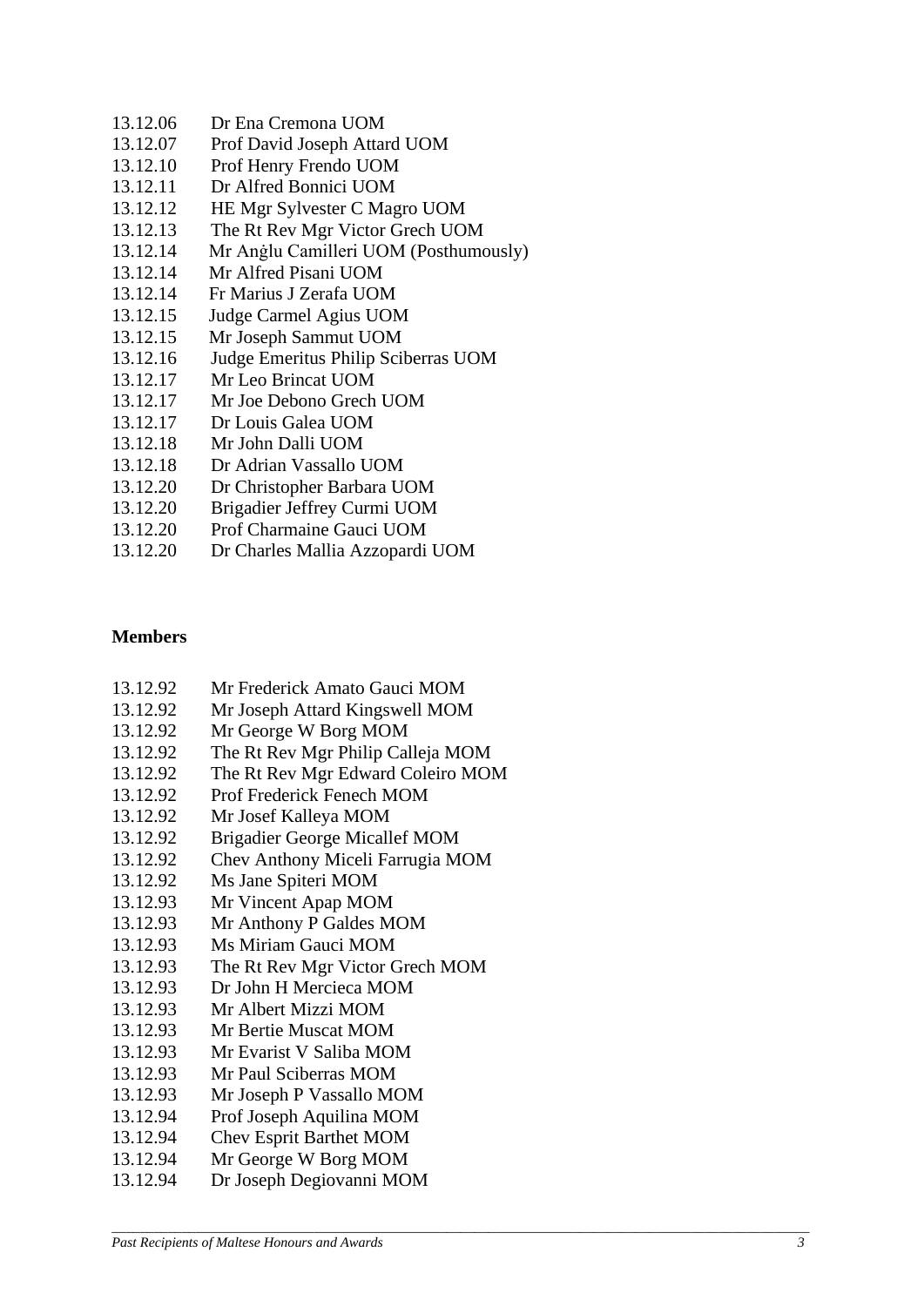13.12.06 Dr Ena Cremona UOM
13.12.07 Prof David Joseph Attard UOM
13.12.10 Prof Henry Frendo UOM
13.12.11 Dr Alfred Bonnici UOM
13.12.12 HE Mgr Sylvester C Magro UOM
13.12.13 The Rt Rev Mgr Victor Grech UOM
13.12.14 Mr Anġlu Camilleri UOM (Posthumously)
13.12.14 Mr Alfred Pisani UOM
13.12.14 Fr Marius J Zerafa UOM
13.12.15 Judge Carmel Agius UOM
13.12.15 Mr Joseph Sammut UOM
13.12.16 Judge Emeritus Philip Sciberras UOM
13.12.17 Mr Leo Brincat UOM
13.12.17 Mr Joe Debono Grech UOM
13.12.17 Dr Louis Galea UOM
13.12.18 Mr John Dalli UOM
13.12.18 Dr Adrian Vassallo UOM
13.12.20 Dr Christopher Barbara UOM
13.12.20 Brigadier Jeffrey Curmi UOM
13.12.20 Prof Charmaine Gauci UOM
13.12.20 Dr Charles Mallia Azzopardi UOM

**Members**

13.12.92 Mr Frederick Amato Gauci MOM
13.12.92 Mr Joseph Attard Kingswell MOM
13.12.92 Mr George W Borg MOM
13.12.92 The Rt Rev Mgr Philip Calleja MOM
13.12.92 The Rt Rev Mgr Edward Coleiro MOM
13.12.92 Prof Frederick Fenech MOM
13.12.92 Mr Josef Kalleya MOM
13.12.92 Brigadier George Micallef MOM
13.12.92 Chev Anthony Miceli Farrugia MOM
13.12.92 Ms Jane Spiteri MOM
13.12.93 Mr Vincent Apap MOM
13.12.93 Mr Anthony P Galdes MOM
13.12.93 Ms Miriam Gauci MOM
13.12.93 The Rt Rev Mgr Victor Grech MOM
13.12.93 Dr John H Mercieca MOM
13.12.93 Mr Albert Mizzi MOM
13.12.93 Mr Bertie Muscat MOM
13.12.93 Mr Evarist V Saliba MOM
13.12.93 Mr Paul Sciberras MOM
13.12.93 Mr Joseph P Vassallo MOM
13.12.94 Prof Joseph Aquilina MOM
13.12.94 Chev Esprit Barthet MOM
13.12.94 Mr George W Borg MOM
13.12.94 Dr Joseph Degiovanni MOM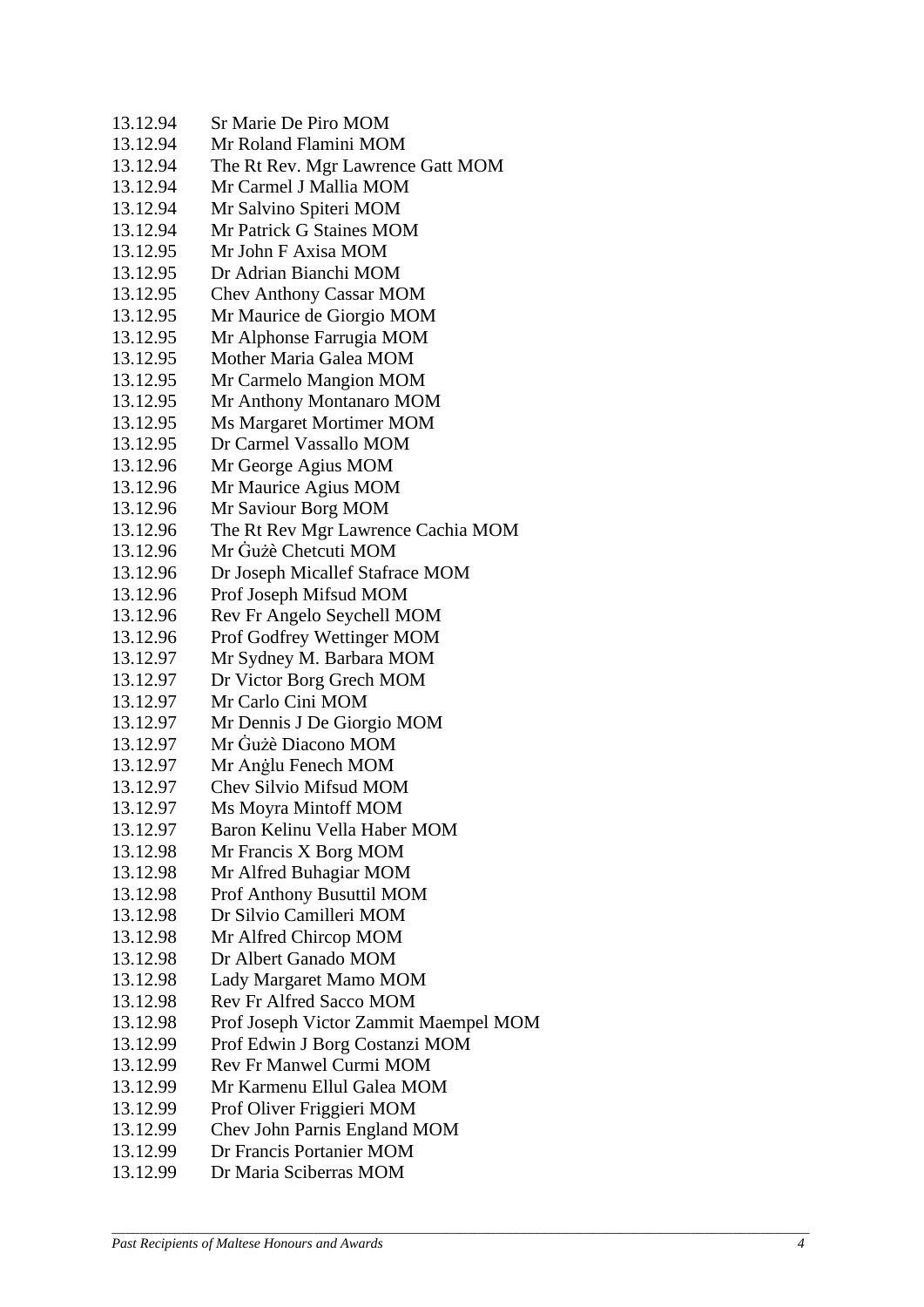| | |
|---|---|
| 13.12.94 | Sr Marie De Piro MOM |
| 13.12.94 | Mr Roland Flamini MOM |
| 13.12.94 | The Rt Rev. Mgr Lawrence Gatt MOM |
| 13.12.94 | Mr Carmel J Mallia MOM |
| 13.12.94 | Mr Salvino Spiteri MOM |
| 13.12.94 | Mr Patrick G Staines MOM |
| 13.12.95 | Mr John F Axisa MOM |
| 13.12.95 | Dr Adrian Bianchi MOM |
| 13.12.95 | Chev Anthony Cassar MOM |
| 13.12.95 | Mr Maurice de Giorgio MOM |
| 13.12.95 | Mr Alphonse Farrugia MOM |
| 13.12.95 | Mother Maria Galea MOM |
| 13.12.95 | Mr Carmelo Mangion MOM |
| 13.12.95 | Mr Anthony Montanaro MOM |
| 13.12.95 | Ms Margaret Mortimer MOM |
| 13.12.95 | Dr Carmel Vassallo MOM |
| 13.12.96 | Mr George Agius MOM |
| 13.12.96 | Mr Maurice Agius MOM |
| 13.12.96 | Mr Saviour Borg MOM |
| 13.12.96 | The Rt Rev Mgr Lawrence Cachia MOM |
| 13.12.96 | Mr Ġużè Chetcuti MOM |
| 13.12.96 | Dr Joseph Micallef Stafrace MOM |
| 13.12.96 | Prof Joseph Mifsud MOM |
| 13.12.96 | Rev Fr Angelo Seychell MOM |
| 13.12.96 | Prof Godfrey Wettinger MOM |
| 13.12.97 | Mr Sydney M. Barbara MOM |
| 13.12.97 | Dr Victor Borg Grech MOM |
| 13.12.97 | Mr Carlo Cini MOM |
| 13.12.97 | Mr Dennis J De Giorgio MOM |
| 13.12.97 | Mr Ġużè Diacono MOM |
| 13.12.97 | Mr Anġlu Fenech MOM |
| 13.12.97 | Chev Silvio Mifsud MOM |
| 13.12.97 | Ms Moyra Mintoff MOM |
| 13.12.97 | Baron Kelinu Vella Haber MOM |
| 13.12.98 | Mr Francis X Borg MOM |
| 13.12.98 | Mr Alfred Buhagiar MOM |
| 13.12.98 | Prof Anthony Busuttil MOM |
| 13.12.98 | Dr Silvio Camilleri MOM |
| 13.12.98 | Mr Alfred Chircop MOM |
| 13.12.98 | Dr Albert Ganado MOM |
| 13.12.98 | Lady Margaret Mamo MOM |
| 13.12.98 | Rev Fr Alfred Sacco MOM |
| 13.12.98 | Prof Joseph Victor Zammit Maempel MOM |
| 13.12.99 | Prof Edwin J Borg Costanzi MOM |
| 13.12.99 | Rev Fr Manwel Curmi MOM |
| 13.12.99 | Mr Karmenu Ellul Galea MOM |
| 13.12.99 | Prof Oliver Friggieri MOM |
| 13.12.99 | Chev John Parnis England MOM |
| 13.12.99 | Dr Francis Portanier MOM |
| 13.12.99 | Dr Maria Sciberras MOM |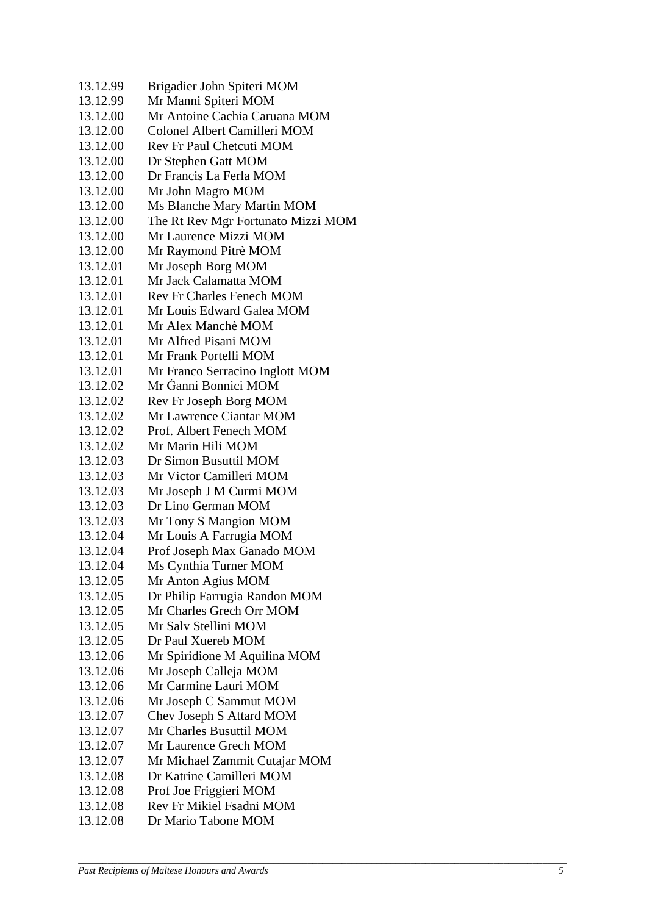13.12.99 Brigadier John Spiteri MOM
13.12.99 Mr Manni Spiteri MOM
13.12.00 Mr Antoine Cachia Caruana MOM
13.12.00 Colonel Albert Camilleri MOM
13.12.00 Rev Fr Paul Chetcuti MOM
13.12.00 Dr Stephen Gatt MOM
13.12.00 Dr Francis La Ferla MOM
13.12.00 Mr John Magro MOM
13.12.00 Ms Blanche Mary Martin MOM
13.12.00 The Rt Rev Mgr Fortunato Mizzi MOM
13.12.00 Mr Laurence Mizzi MOM
13.12.00 Mr Raymond Pitrè MOM
13.12.01 Mr Joseph Borg MOM
13.12.01 Mr Jack Calamatta MOM
13.12.01 Rev Fr Charles Fenech MOM
13.12.01 Mr Louis Edward Galea MOM
13.12.01 Mr Alex Manchè MOM
13.12.01 Mr Alfred Pisani MOM
13.12.01 Mr Frank Portelli MOM
13.12.01 Mr Franco Serracino Inglott MOM
13.12.02 Mr Ġanni Bonnici MOM
13.12.02 Rev Fr Joseph Borg MOM
13.12.02 Mr Lawrence Ciantar MOM
13.12.02 Prof. Albert Fenech MOM
13.12.02 Mr Marin Hili MOM
13.12.03 Dr Simon Busuttil MOM
13.12.03 Mr Victor Camilleri MOM
13.12.03 Mr Joseph J M Curmi MOM
13.12.03 Dr Lino German MOM
13.12.03 Mr Tony S Mangion MOM
13.12.04 Mr Louis A Farrugia MOM
13.12.04 Prof Joseph Max Ganado MOM
13.12.04 Ms Cynthia Turner MOM
13.12.05 Mr Anton Agius MOM
13.12.05 Dr Philip Farrugia Randon MOM
13.12.05 Mr Charles Grech Orr MOM
13.12.05 Mr Salv Stellini MOM
13.12.05 Dr Paul Xuereb MOM
13.12.06 Mr Spiridione M Aquilina MOM
13.12.06 Mr Joseph Calleja MOM
13.12.06 Mr Carmine Lauri MOM
13.12.06 Mr Joseph C Sammut MOM
13.12.07 Chev Joseph S Attard MOM
13.12.07 Mr Charles Busuttil MOM
13.12.07 Mr Laurence Grech MOM
13.12.07 Mr Michael Zammit Cutajar MOM
13.12.08 Dr Katrine Camilleri MOM
13.12.08 Prof Joe Friggieri MOM
13.12.08 Rev Fr Mikiel Fsadni MOM
13.12.08 Dr Mario Tabone MOM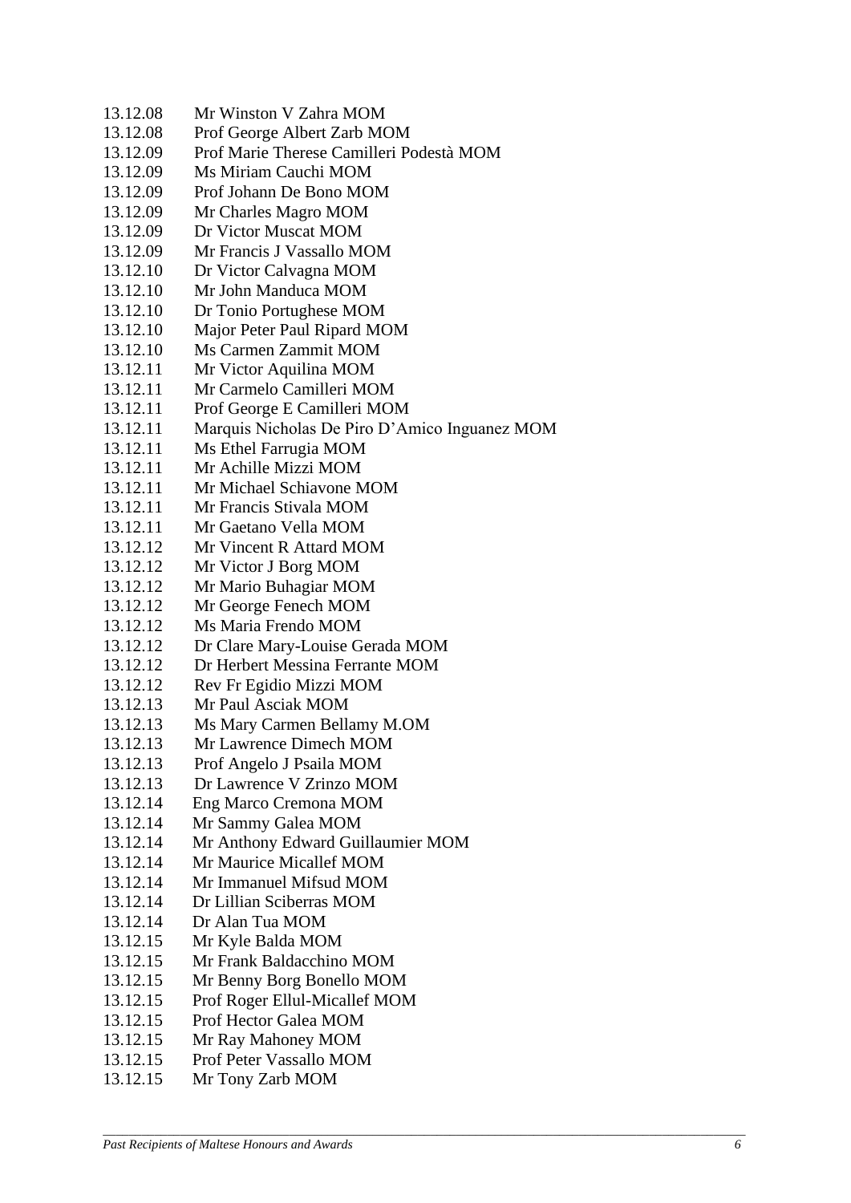13.12.08 Mr Winston V Zahra MOM
13.12.08 Prof George Albert Zarb MOM
13.12.09 Prof Marie Therese Camilleri Podestà MOM
13.12.09 Ms Miriam Cauchi MOM
13.12.09 Prof Johann De Bono MOM
13.12.09 Mr Charles Magro MOM
13.12.09 Dr Victor Muscat MOM
13.12.09 Mr Francis J Vassallo MOM
13.12.10 Dr Victor Calvagna MOM
13.12.10 Mr John Manduca MOM
13.12.10 Dr Tonio Portughese MOM
13.12.10 Major Peter Paul Ripard MOM
13.12.10 Ms Carmen Zammit MOM
13.12.11 Mr Victor Aquilina MOM
13.12.11 Mr Carmelo Camilleri MOM
13.12.11 Prof George E Camilleri MOM
13.12.11 Marquis Nicholas De Piro D'Amico Inguanez MOM
13.12.11 Ms Ethel Farrugia MOM
13.12.11 Mr Achille Mizzi MOM
13.12.11 Mr Michael Schiavone MOM
13.12.11 Mr Francis Stivala MOM
13.12.11 Mr Gaetano Vella MOM
13.12.12 Mr Vincent R Attard MOM
13.12.12 Mr Victor J Borg MOM
13.12.12 Mr Mario Buhagiar MOM
13.12.12 Mr George Fenech MOM
13.12.12 Ms Maria Frendo MOM
13.12.12 Dr Clare Mary-Louise Gerada MOM
13.12.12 Dr Herbert Messina Ferrante MOM
13.12.12 Rev Fr Egidio Mizzi MOM
13.12.13 Mr Paul Asciak MOM
13.12.13 Ms Mary Carmen Bellamy M.OM
13.12.13 Mr Lawrence Dimech MOM
13.12.13 Prof Angelo J Psaila MOM
13.12.13 Dr Lawrence V Zrinzo MOM
13.12.14 Eng Marco Cremona MOM
13.12.14 Mr Sammy Galea MOM
13.12.14 Mr Anthony Edward Guillaumier MOM
13.12.14 Mr Maurice Micallef MOM
13.12.14 Mr Immanuel Mifsud MOM
13.12.14 Dr Lillian Sciberras MOM
13.12.14 Dr Alan Tua MOM
13.12.15 Mr Kyle Balda MOM
13.12.15 Mr Frank Baldacchino MOM
13.12.15 Mr Benny Borg Bonello MOM
13.12.15 Prof Roger Ellul-Micallef MOM
13.12.15 Prof Hector Galea MOM
13.12.15 Mr Ray Mahoney MOM
13.12.15 Prof Peter Vassallo MOM
13.12.15 Mr Tony Zarb MOM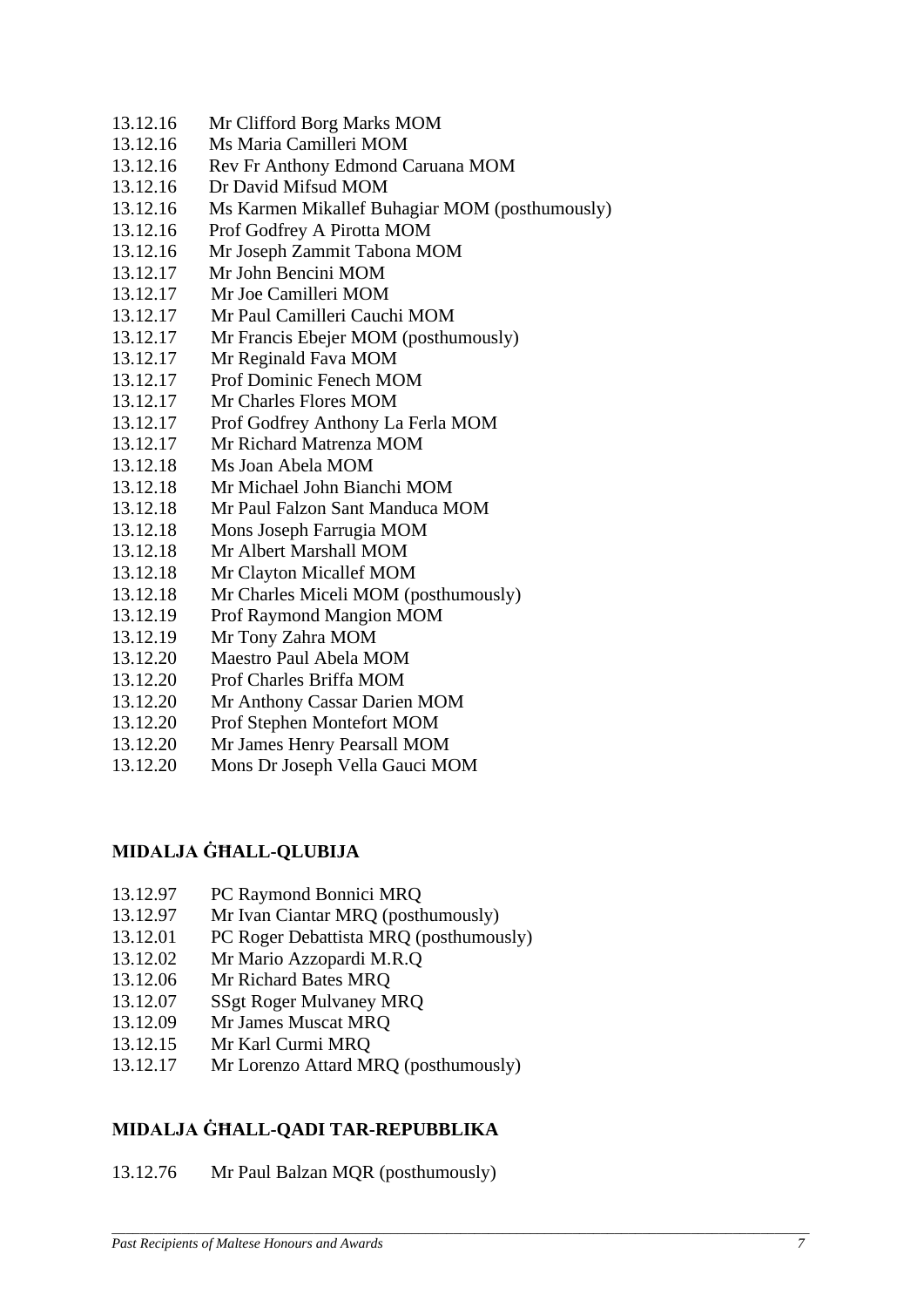13.12.16 Mr Clifford Borg Marks MOM
13.12.16 Ms Maria Camilleri MOM
13.12.16 Rev Fr Anthony Edmond Caruana MOM
13.12.16 Dr David Mifsud MOM
13.12.16 Ms Karmen Mikallef Buhagiar MOM (posthumously)
13.12.16 Prof Godfrey A Pirotta MOM
13.12.16 Mr Joseph Zammit Tabona MOM
13.12.17 Mr John Bencini MOM
13.12.17 Mr Joe Camilleri MOM
13.12.17 Mr Paul Camilleri Cauchi MOM
13.12.17 Mr Francis Ebejer MOM (posthumously)
13.12.17 Mr Reginald Fava MOM
13.12.17 Prof Dominic Fenech MOM
13.12.17 Mr Charles Flores MOM
13.12.17 Prof Godfrey Anthony La Ferla MOM
13.12.17 Mr Richard Matrenza MOM
13.12.18 Ms Joan Abela MOM
13.12.18 Mr Michael John Bianchi MOM
13.12.18 Mr Paul Falzon Sant Manduca MOM
13.12.18 Mons Joseph Farrugia MOM
13.12.18 Mr Albert Marshall MOM
13.12.18 Mr Clayton Micallef MOM
13.12.18 Mr Charles Miceli MOM (posthumously)
13.12.19 Prof Raymond Mangion MOM
13.12.19 Mr Tony Zahra MOM
13.12.20 Maestro Paul Abela MOM
13.12.20 Prof Charles Briffa MOM
13.12.20 Mr Anthony Cassar Darien MOM
13.12.20 Prof Stephen Montefort MOM
13.12.20 Mr James Henry Pearsall MOM
13.12.20 Mons Dr Joseph Vella Gauci MOM

## MIDALJA ĠĦALL-QLUBIJA

13.12.97 PC Raymond Bonnici MRQ
13.12.97 Mr Ivan Ciantar MRQ (posthumously)
13.12.01 PC Roger Debattista MRQ (posthumously)
13.12.02 Mr Mario Azzopardi M.R.Q
13.12.06 Mr Richard Bates MRQ
13.12.07 SSgt Roger Mulvaney MRQ
13.12.09 Mr James Muscat MRQ
13.12.15 Mr Karl Curmi MRQ
13.12.17 Mr Lorenzo Attard MRQ (posthumously)

## MIDALJA ĠĦALL-QADI TAR-REPUBBLIKA

13.12.76 Mr Paul Balzan MQR (posthumously)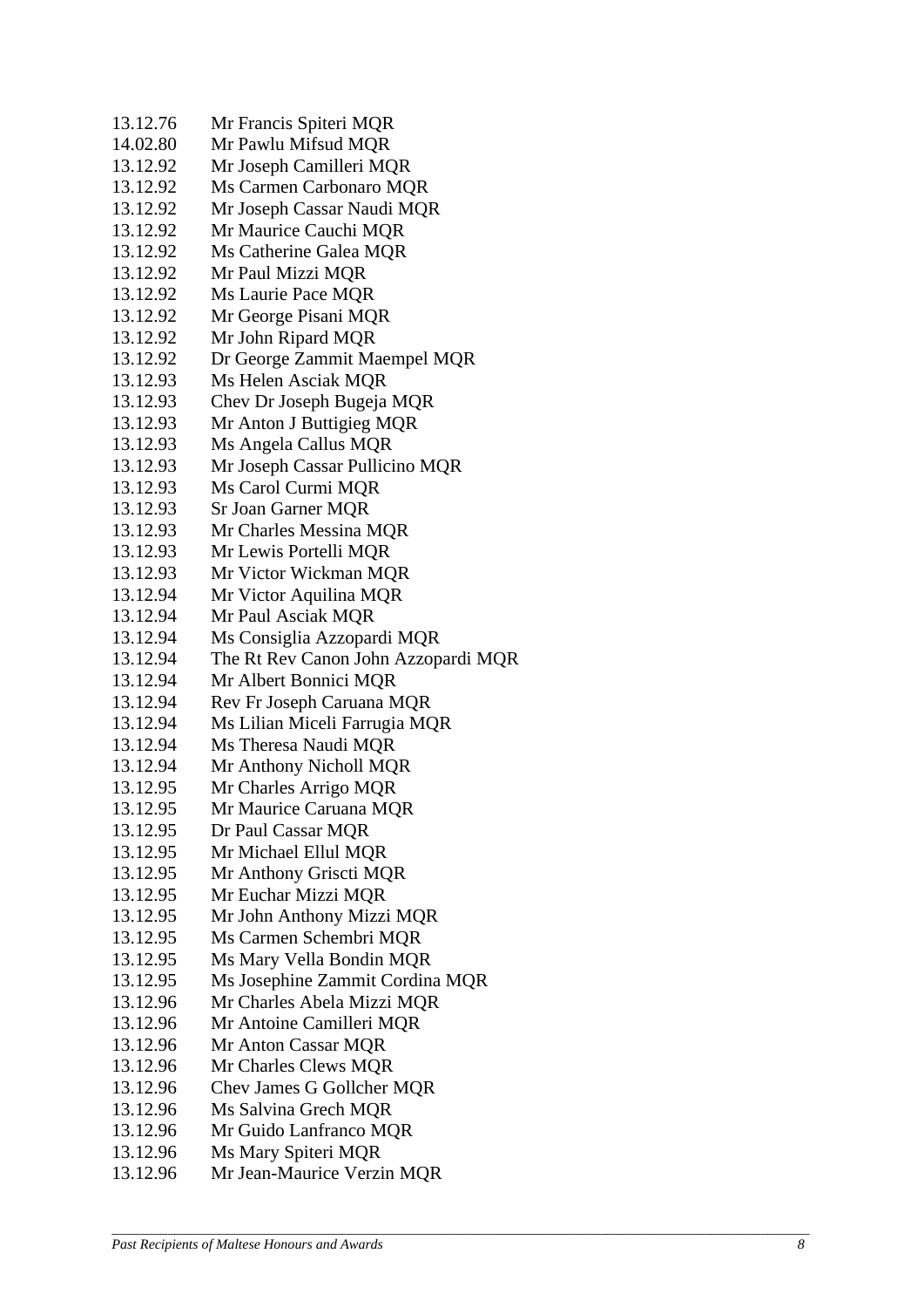13.12.76 Mr Francis Spiteri MQR
14.02.80 Mr Pawlu Mifsud MQR
13.12.92 Mr Joseph Camilleri MQR
13.12.92 Ms Carmen Carbonaro MQR
13.12.92 Mr Joseph Cassar Naudi MQR
13.12.92 Mr Maurice Cauchi MQR
13.12.92 Ms Catherine Galea MQR
13.12.92 Mr Paul Mizzi MQR
13.12.92 Ms Laurie Pace MQR
13.12.92 Mr George Pisani MQR
13.12.92 Mr John Ripard MQR
13.12.92 Dr George Zammit Maempel MQR
13.12.93 Ms Helen Asciak MQR
13.12.93 Chev Dr Joseph Bugeja MQR
13.12.93 Mr Anton J Buttigieg MQR
13.12.93 Ms Angela Callus MQR
13.12.93 Mr Joseph Cassar Pullicino MQR
13.12.93 Ms Carol Curmi MQR
13.12.93 Sr Joan Garner MQR
13.12.93 Mr Charles Messina MQR
13.12.93 Mr Lewis Portelli MQR
13.12.93 Mr Victor Wickman MQR
13.12.94 Mr Victor Aquilina MQR
13.12.94 Mr Paul Asciak MQR
13.12.94 Ms Consiglia Azzopardi MQR
13.12.94 The Rt Rev Canon John Azzopardi MQR
13.12.94 Mr Albert Bonnici MQR
13.12.94 Rev Fr Joseph Caruana MQR
13.12.94 Ms Lilian Miceli Farrugia MQR
13.12.94 Ms Theresa Naudi MQR
13.12.94 Mr Anthony Nicholl MQR
13.12.95 Mr Charles Arrigo MQR
13.12.95 Mr Maurice Caruana MQR
13.12.95 Dr Paul Cassar MQR
13.12.95 Mr Michael Ellul MQR
13.12.95 Mr Anthony Griscti MQR
13.12.95 Mr Euchar Mizzi MQR
13.12.95 Mr John Anthony Mizzi MQR
13.12.95 Ms Carmen Schembri MQR
13.12.95 Ms Mary Vella Bondin MQR
13.12.95 Ms Josephine Zammit Cordina MQR
13.12.96 Mr Charles Abela Mizzi MQR
13.12.96 Mr Antoine Camilleri MQR
13.12.96 Mr Anton Cassar MQR
13.12.96 Mr Charles Clews MQR
13.12.96 Chev James G Gollcher MQR
13.12.96 Ms Salvina Grech MQR
13.12.96 Mr Guido Lanfranco MQR
13.12.96 Ms Mary Spiteri MQR
13.12.96 Mr Jean-Maurice Verzin MQR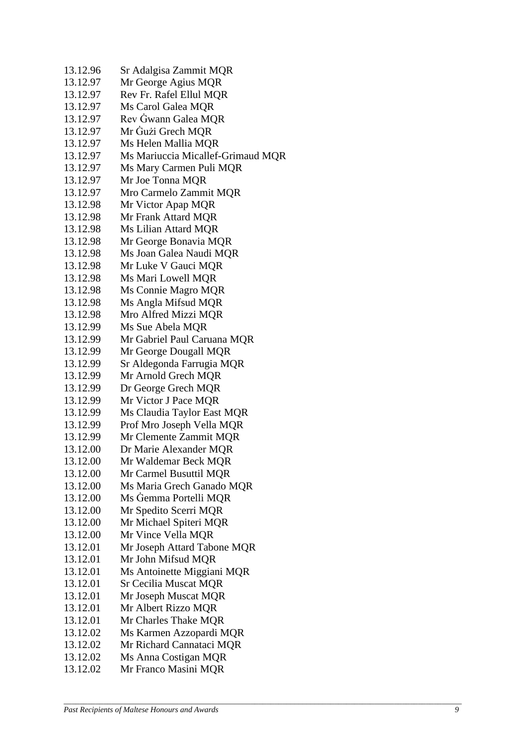13.12.96 Sr Adalgisa Zammit MQR
13.12.97 Mr George Agius MQR
13.12.97 Rev Fr. Rafel Ellul MQR
13.12.97 Ms Carol Galea MQR
13.12.97 Rev Ġwann Galea MQR
13.12.97 Mr Ġużi Grech MQR
13.12.97 Ms Helen Mallia MQR
13.12.97 Ms Mariuccia Micallef-Grimaud MQR
13.12.97 Ms Mary Carmen Puli MQR
13.12.97 Mr Joe Tonna MQR
13.12.97 Mro Carmelo Zammit MQR
13.12.98 Mr Victor Apap MQR
13.12.98 Mr Frank Attard MQR
13.12.98 Ms Lilian Attard MQR
13.12.98 Mr George Bonavia MQR
13.12.98 Ms Joan Galea Naudi MQR
13.12.98 Mr Luke V Gauci MQR
13.12.98 Ms Mari Lowell MQR
13.12.98 Ms Connie Magro MQR
13.12.98 Ms Angla Mifsud MQR
13.12.98 Mro Alfred Mizzi MQR
13.12.99 Ms Sue Abela MQR
13.12.99 Mr Gabriel Paul Caruana MQR
13.12.99 Mr George Dougall MQR
13.12.99 Sr Aldegonda Farrugia MQR
13.12.99 Mr Arnold Grech MQR
13.12.99 Dr George Grech MQR
13.12.99 Mr Victor J Pace MQR
13.12.99 Ms Claudia Taylor East MQR
13.12.99 Prof Mro Joseph Vella MQR
13.12.99 Mr Clemente Zammit MQR
13.12.00 Dr Marie Alexander MQR
13.12.00 Mr Waldemar Beck MQR
13.12.00 Mr Carmel Busuttil MQR
13.12.00 Ms Maria Grech Ganado MQR
13.12.00 Ms Ġemma Portelli MQR
13.12.00 Mr Spedito Scerri MQR
13.12.00 Mr Michael Spiteri MQR
13.12.00 Mr Vince Vella MQR
13.12.01 Mr Joseph Attard Tabone MQR
13.12.01 Mr John Mifsud MQR
13.12.01 Ms Antoinette Miggiani MQR
13.12.01 Sr Cecilia Muscat MQR
13.12.01 Mr Joseph Muscat MQR
13.12.01 Mr Albert Rizzo MQR
13.12.01 Mr Charles Thake MQR
13.12.02 Ms Karmen Azzopardi MQR
13.12.02 Mr Richard Cannataci MQR
13.12.02 Ms Anna Costigan MQR
13.12.02 Mr Franco Masini MQR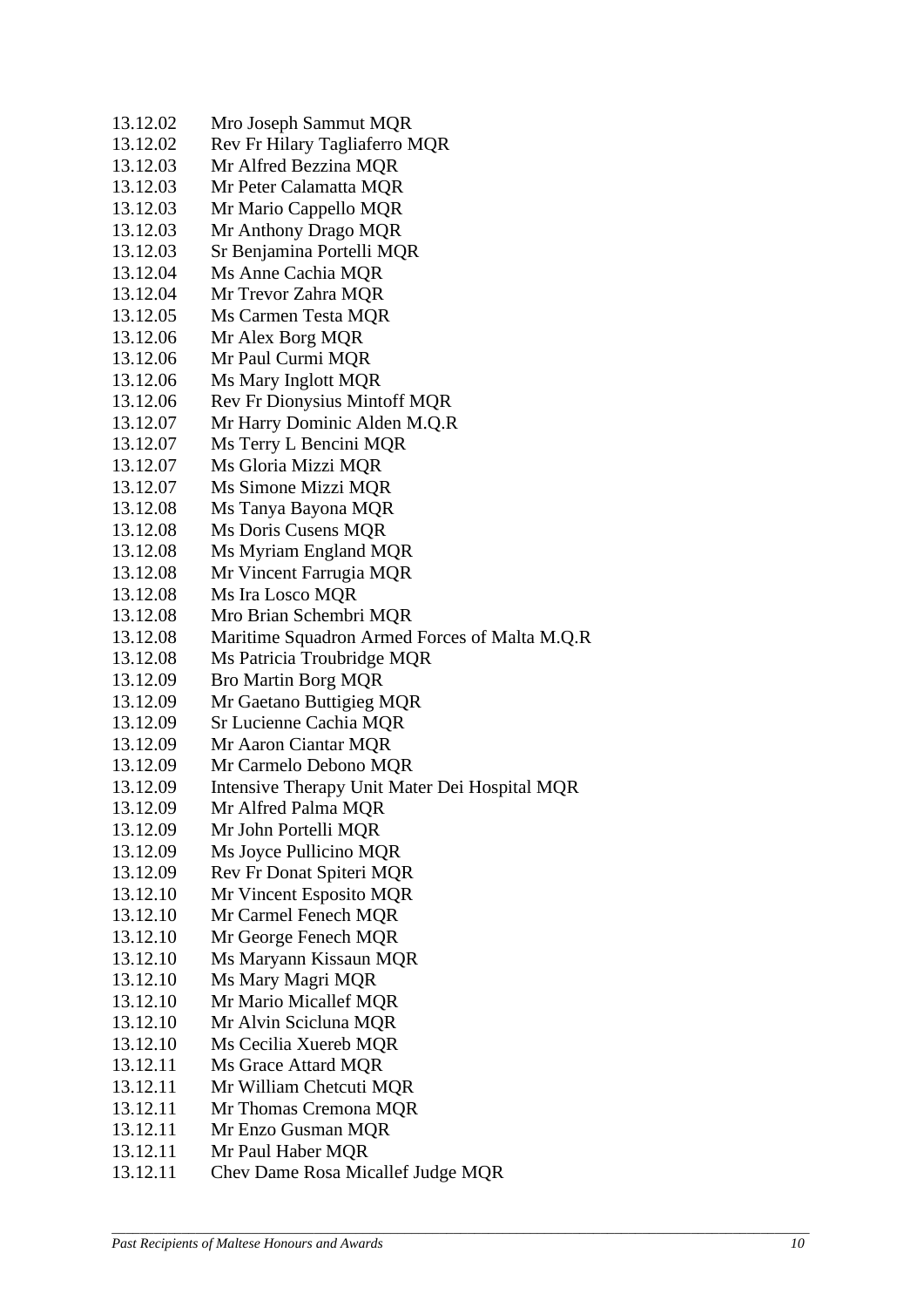13.12.02 Mro Joseph Sammut MQR
13.12.02 Rev Fr Hilary Tagliaferro MQR
13.12.03 Mr Alfred Bezzina MQR
13.12.03 Mr Peter Calamatta MQR
13.12.03 Mr Mario Cappello MQR
13.12.03 Mr Anthony Drago MQR
13.12.03 Sr Benjamina Portelli MQR
13.12.04 Ms Anne Cachia MQR
13.12.04 Mr Trevor Zahra MQR
13.12.05 Ms Carmen Testa MQR
13.12.06 Mr Alex Borg MQR
13.12.06 Mr Paul Curmi MQR
13.12.06 Ms Mary Inglott MQR
13.12.06 Rev Fr Dionysius Mintoff MQR
13.12.07 Mr Harry Dominic Alden M.Q.R
13.12.07 Ms Terry L Bencini MQR
13.12.07 Ms Gloria Mizzi MQR
13.12.07 Ms Simone Mizzi MQR
13.12.08 Ms Tanya Bayona MQR
13.12.08 Ms Doris Cusens MQR
13.12.08 Ms Myriam England MQR
13.12.08 Mr Vincent Farrugia MQR
13.12.08 Ms Ira Losco MQR
13.12.08 Mro Brian Schembri MQR
13.12.08 Maritime Squadron Armed Forces of Malta M.Q.R
13.12.08 Ms Patricia Troubridge MQR
13.12.09 Bro Martin Borg MQR
13.12.09 Mr Gaetano Buttigieg MQR
13.12.09 Sr Lucienne Cachia MQR
13.12.09 Mr Aaron Ciantar MQR
13.12.09 Mr Carmelo Debono MQR
13.12.09 Intensive Therapy Unit Mater Dei Hospital MQR
13.12.09 Mr Alfred Palma MQR
13.12.09 Mr John Portelli MQR
13.12.09 Ms Joyce Pullicino MQR
13.12.09 Rev Fr Donat Spiteri MQR
13.12.10 Mr Vincent Esposito MQR
13.12.10 Mr Carmel Fenech MQR
13.12.10 Mr George Fenech MQR
13.12.10 Ms Maryann Kissaun MQR
13.12.10 Ms Mary Magri MQR
13.12.10 Mr Mario Micallef MQR
13.12.10 Mr Alvin Scicluna MQR
13.12.10 Ms Cecilia Xuereb MQR
13.12.11 Ms Grace Attard MQR
13.12.11 Mr William Chetcuti MQR
13.12.11 Mr Thomas Cremona MQR
13.12.11 Mr Enzo Gusman MQR
13.12.11 Mr Paul Haber MQR
13.12.11 Chev Dame Rosa Micallef Judge MQR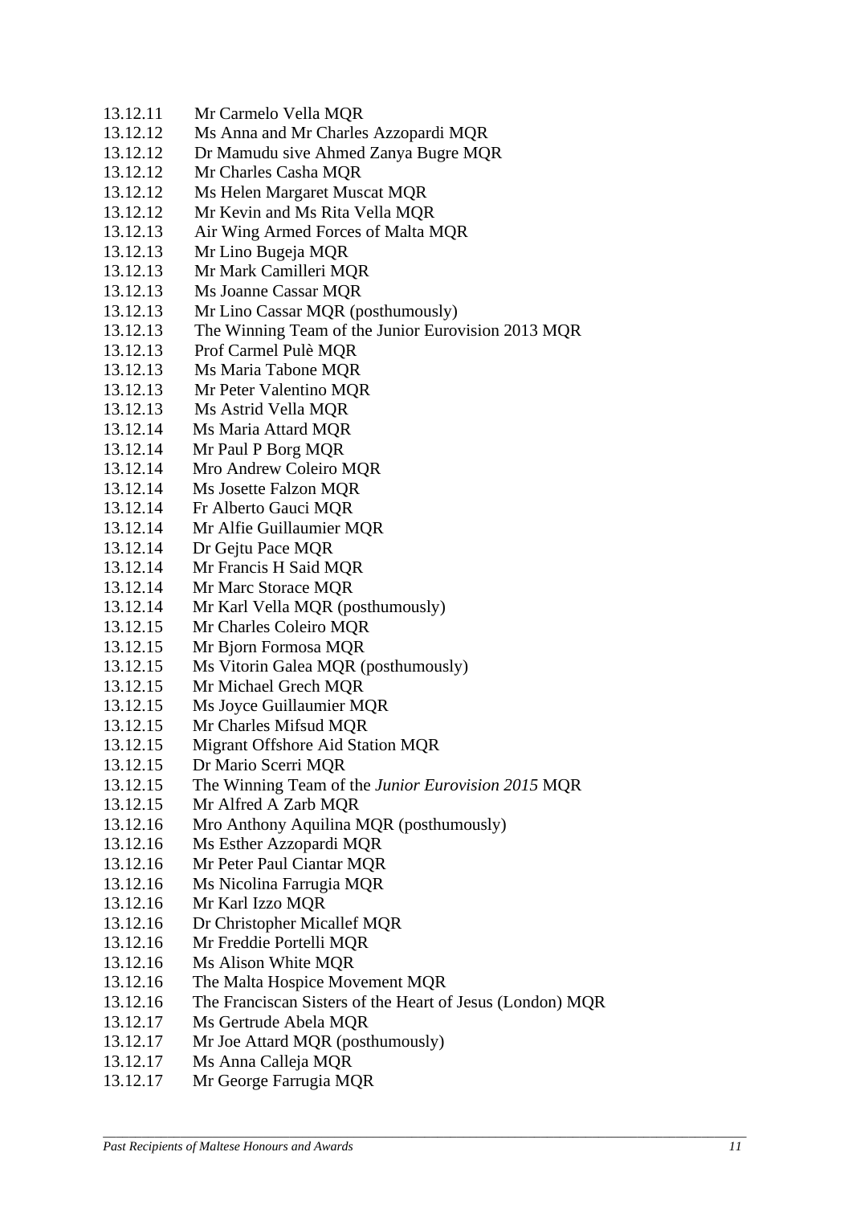13.12.11 Mr Carmelo Vella MQR
13.12.12 Ms Anna and Mr Charles Azzopardi MQR
13.12.12 Dr Mamudu sive Ahmed Zanya Bugre MQR
13.12.12 Mr Charles Casha MQR
13.12.12 Ms Helen Margaret Muscat MQR
13.12.12 Mr Kevin and Ms Rita Vella MQR
13.12.13 Air Wing Armed Forces of Malta MQR
13.12.13 Mr Lino Bugeja MQR
13.12.13 Mr Mark Camilleri MQR
13.12.13 Ms Joanne Cassar MQR
13.12.13 Mr Lino Cassar MQR (posthumously)
13.12.13 The Winning Team of the Junior Eurovision 2013 MQR
13.12.13 Prof Carmel Pulè MQR
13.12.13 Ms Maria Tabone MQR
13.12.13 Mr Peter Valentino MQR
13.12.13 Ms Astrid Vella MQR
13.12.14 Ms Maria Attard MQR
13.12.14 Mr Paul P Borg MQR
13.12.14 Mro Andrew Coleiro MQR
13.12.14 Ms Josette Falzon MQR
13.12.14 Fr Alberto Gauci MQR
13.12.14 Mr Alfie Guillaumier MQR
13.12.14 Dr Gejtu Pace MQR
13.12.14 Mr Francis H Said MQR
13.12.14 Mr Marc Storace MQR
13.12.14 Mr Karl Vella MQR (posthumously)
13.12.15 Mr Charles Coleiro MQR
13.12.15 Mr Bjorn Formosa MQR
13.12.15 Ms Vitorin Galea MQR (posthumously)
13.12.15 Mr Michael Grech MQR
13.12.15 Ms Joyce Guillaumier MQR
13.12.15 Mr Charles Mifsud MQR
13.12.15 Migrant Offshore Aid Station MQR
13.12.15 Dr Mario Scerri MQR
13.12.15 The Winning Team of the *Junior Eurovision 2015* MQR
13.12.15 Mr Alfred A Zarb MQR
13.12.16 Mro Anthony Aquilina MQR (posthumously)
13.12.16 Ms Esther Azzopardi MQR
13.12.16 Mr Peter Paul Ciantar MQR
13.12.16 Ms Nicolina Farrugia MQR
13.12.16 Mr Karl Izzo MQR
13.12.16 Dr Christopher Micallef MQR
13.12.16 Mr Freddie Portelli MQR
13.12.16 Ms Alison White MQR
13.12.16 The Malta Hospice Movement MQR
13.12.16 The Franciscan Sisters of the Heart of Jesus (London) MQR
13.12.17 Ms Gertrude Abela MQR
13.12.17 Mr Joe Attard MQR (posthumously)
13.12.17 Ms Anna Calleja MQR
13.12.17 Mr George Farrugia MQR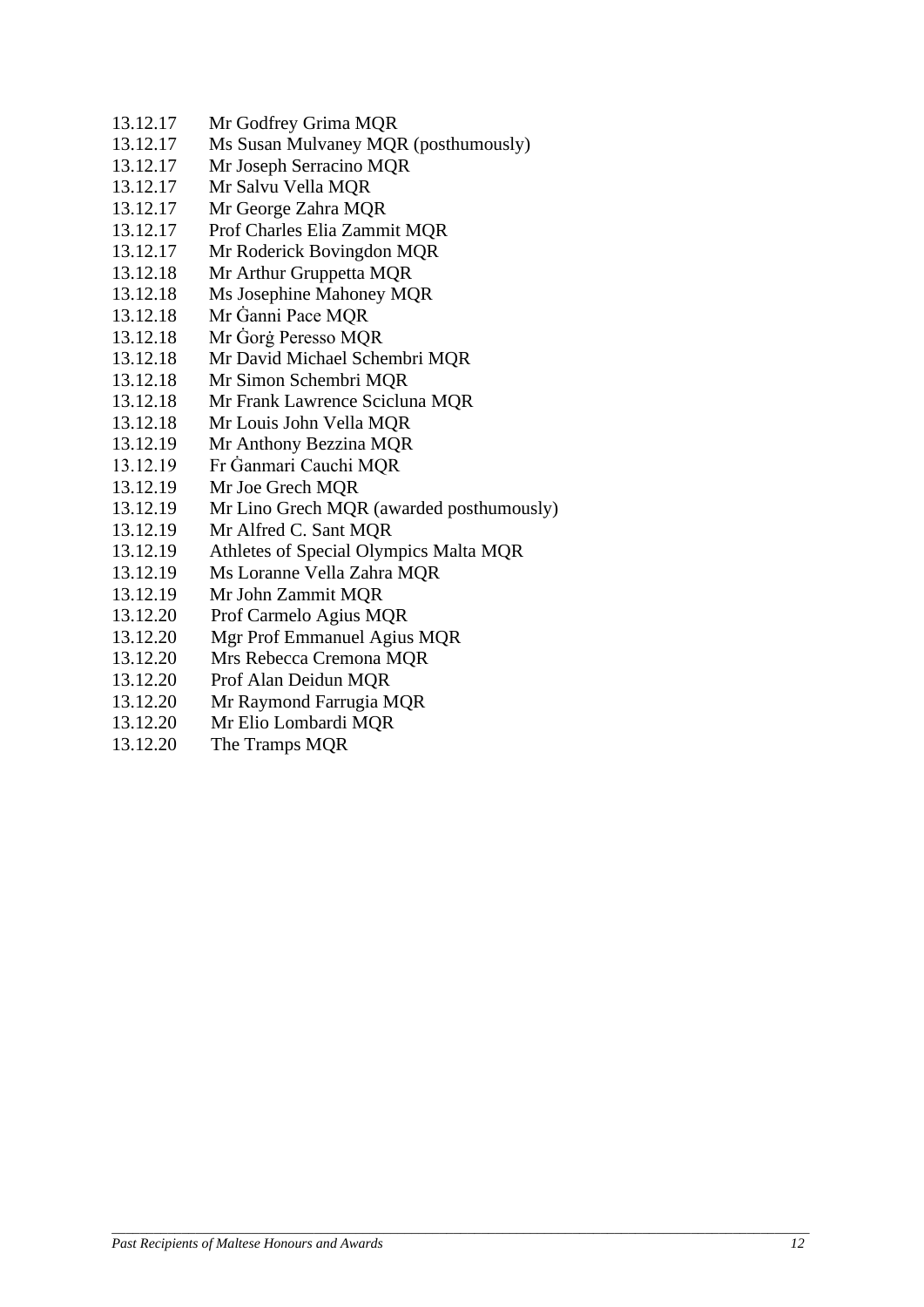13.12.17 Mr Godfrey Grima MQR
13.12.17 Ms Susan Mulvaney MQR (posthumously)
13.12.17 Mr Joseph Serracino MQR
13.12.17 Mr Salvu Vella MQR
13.12.17 Mr George Zahra MQR
13.12.17 Prof Charles Elia Zammit MQR
13.12.17 Mr Roderick Bovingdon MQR
13.12.18 Mr Arthur Gruppetta MQR
13.12.18 Ms Josephine Mahoney MQR
13.12.18 Mr Ġanni Pace MQR
13.12.18 Mr Ġorġ Peresso MQR
13.12.18 Mr David Michael Schembri MQR
13.12.18 Mr Simon Schembri MQR
13.12.18 Mr Frank Lawrence Scicluna MQR
13.12.18 Mr Louis John Vella MQR
13.12.19 Mr Anthony Bezzina MQR
13.12.19 Fr Ġanmari Cauchi MQR
13.12.19 Mr Joe Grech MQR
13.12.19 Mr Lino Grech MQR (awarded posthumously)
13.12.19 Mr Alfred C. Sant MQR
13.12.19 Athletes of Special Olympics Malta MQR
13.12.19 Ms Loranne Vella Zahra MQR
13.12.19 Mr John Zammit MQR
13.12.20 Prof Carmelo Agius MQR
13.12.20 Mgr Prof Emmanuel Agius MQR
13.12.20 Mrs Rebecca Cremona MQR
13.12.20 Prof Alan Deidun MQR
13.12.20 Mr Raymond Farrugia MQR
13.12.20 Mr Elio Lombardi MQR
13.12.20 The Tramps MQR